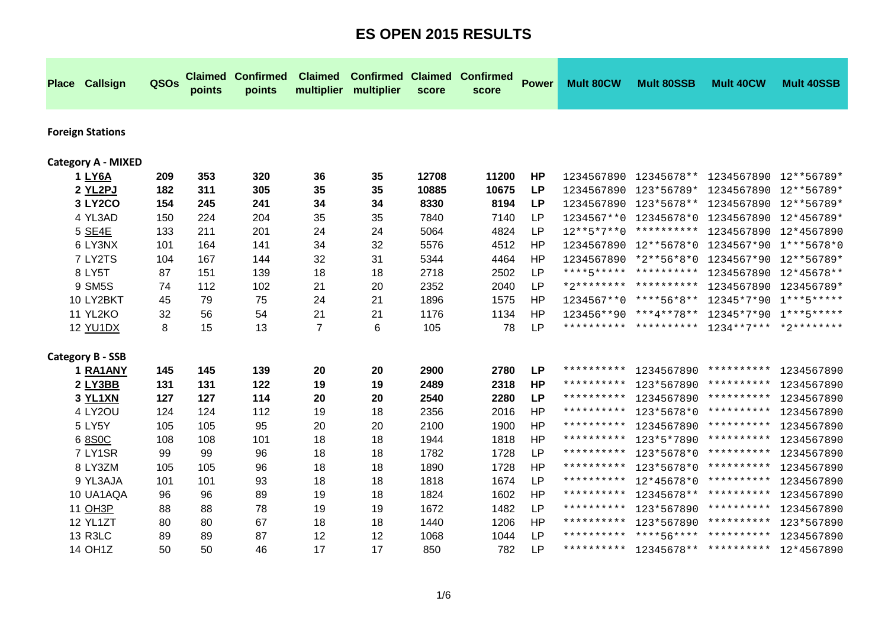# ES OPEN 2015 RESULTS

| Place | Callsign | QSOs | Claimed points | Confirmed points | Claimed multiplier | Confirmed multiplier | Claimed score | Confirmed score | Power | Mult 80CW | Mult 80SSB | Mult 40CW | Mult 40SSB |
|---|---|---|---|---|---|---|---|---|---|---|---|---|---|
| **Foreign Stations** | | | | | | | | | | | | | |
| **Category A - MIXED** | | | | | | | | | | | | | |
| **1** | **LY6A** | **209** | **353** | **320** | **36** | **35** | **12708** | **11200** | **HP** | 1234567890 | 12345678** | 1234567890 | 12**56789* |
| **2** | **YL2PJ** | **182** | **311** | **305** | **35** | **35** | **10885** | **10675** | **LP** | 1234567890 | 123*56789* | 1234567890 | 12**56789* |
| **3** | **LY2CO** | **154** | **245** | **241** | **34** | **34** | **8330** | **8194** | **LP** | 1234567890 | 123*5678** | 1234567890 | 12**56789* |
| 4 | YL3AD | 150 | 224 | 204 | 35 | 35 | 7840 | 7140 | LP | 1234567**0 | 12345678*0 | 1234567890 | 12*456789* |
| 5 | SE4E | 133 | 211 | 201 | 24 | 24 | 5064 | 4824 | LP | 12**5*7**0 | ********** | 1234567890 | 12*4567890 |
| 6 | LY3NX | 101 | 164 | 141 | 34 | 32 | 5576 | 4512 | HP | 1234567890 | 12**5678*0 | 1234567*90 | 1***5678*0 |
| 7 | LY2TS | 104 | 167 | 144 | 32 | 31 | 5344 | 4464 | HP | 1234567890 | *2**56*8*0 | 1234567*90 | 12**56789* |
| 8 | LY5T | 87 | 151 | 139 | 18 | 18 | 2718 | 2502 | LP | ****5***** | ********** | 1234567890 | 12*45678** |
| 9 | SM5S | 74 | 112 | 102 | 21 | 20 | 2352 | 2040 | LP | *2******** | ********** | 1234567890 | 123456789* |
| 10 | LY2BKT | 45 | 79 | 75 | 24 | 21 | 1896 | 1575 | HP | 1234567**0 | ****56*8** | 12345*7*90 | 1***5***** |
| 11 | YL2KO | 32 | 56 | 54 | 21 | 21 | 1176 | 1134 | HP | 123456**90 | ***4**78** | 12345*7*90 | 1***5***** |
| 12 | YU1DX | 8 | 15 | 13 | 7 | 6 | 105 | 78 | LP | ********** | ********** | 1234**7*** | *2******** |
| **Category B - SSB** | | | | | | | | | | | | | |
| **1** | **RA1ANY** | **145** | **145** | **139** | **20** | **20** | **2900** | **2780** | **LP** | ********** | 1234567890 | ********** | 1234567890 |
| **2** | **LY3BB** | **131** | **131** | **122** | **19** | **19** | **2489** | **2318** | **HP** | ********** | 123*567890 | ********** | 1234567890 |
| **3** | **YL1XN** | **127** | **127** | **114** | **20** | **20** | **2540** | **2280** | **LP** | ********** | 1234567890 | ********** | 1234567890 |
| 4 | LY2OU | 124 | 124 | 112 | 19 | 18 | 2356 | 2016 | HP | ********** | 123*5678*0 | ********** | 1234567890 |
| 5 | LY5Y | 105 | 105 | 95 | 20 | 20 | 2100 | 1900 | HP | ********** | 1234567890 | ********** | 1234567890 |
| 6 | 8S0C | 108 | 108 | 101 | 18 | 18 | 1944 | 1818 | HP | ********** | 123*5*7890 | ********** | 1234567890 |
| 7 | LY1SR | 99 | 99 | 96 | 18 | 18 | 1782 | 1728 | LP | ********** | 123*5678*0 | ********** | 1234567890 |
| 8 | LY3ZM | 105 | 105 | 96 | 18 | 18 | 1890 | 1728 | HP | ********** | 123*5678*0 | ********** | 1234567890 |
| 9 | YL3AJA | 101 | 101 | 93 | 18 | 18 | 1818 | 1674 | LP | ********** | 12*45678*0 | ********** | 1234567890 |
| 10 | UA1AQA | 96 | 96 | 89 | 19 | 18 | 1824 | 1602 | HP | ********** | 12345678** | ********** | 1234567890 |
| 11 | OH3P | 88 | 88 | 78 | 19 | 19 | 1672 | 1482 | LP | ********** | 123*567890 | ********** | 1234567890 |
| 12 | YL1ZT | 80 | 80 | 67 | 18 | 18 | 1440 | 1206 | HP | ********** | 123*567890 | ********** | 123*567890 |
| 13 | R3LC | 89 | 89 | 87 | 12 | 12 | 1068 | 1044 | LP | ********** | ****56**** | ********** | 1234567890 |
| 14 | OH1Z | 50 | 50 | 46 | 17 | 17 | 850 | 782 | LP | ********** | 12345678** | ********** | 12*4567890 |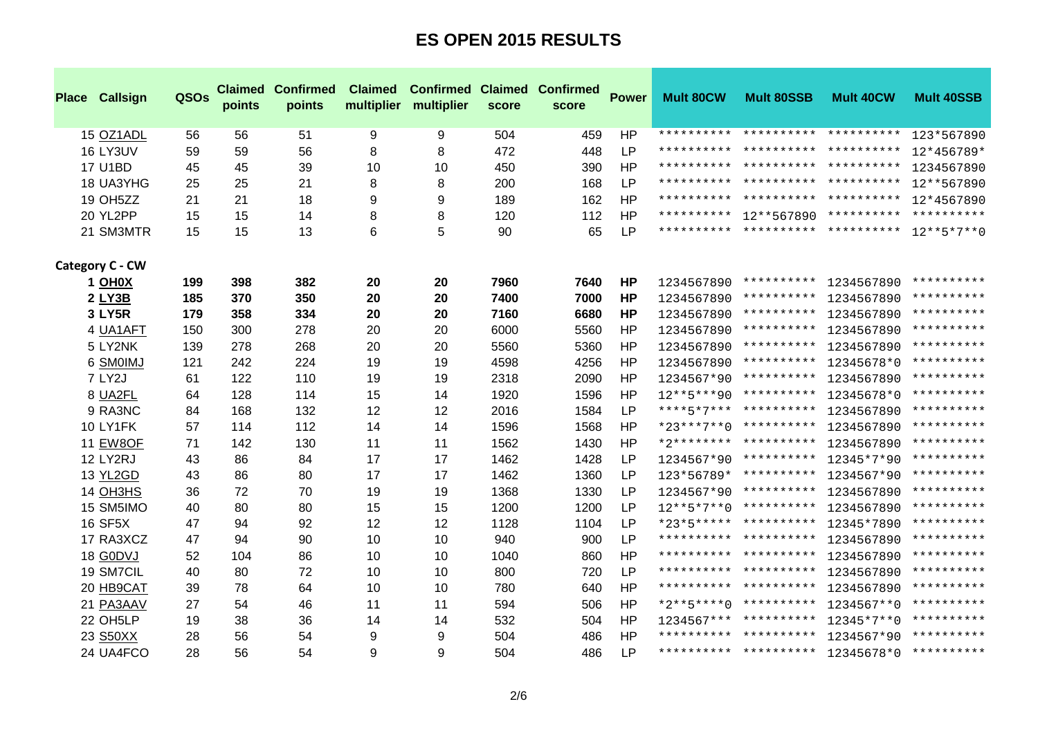# ES OPEN 2015 RESULTS

| Place | Callsign | QSOs | Claimed points | Confirmed points | Claimed multiplier | Confirmed multiplier | Claimed score | Confirmed score | Power | Mult 80CW | Mult 80SSB | Mult 40CW | Mult 40SSB |
|---|---|---|---|---|---|---|---|---|---|---|---|---|---|
| 15 | OZ1ADL | 56 | 56 | 51 | 9 | 9 | 504 | 459 | HP | ********** | ********** | ********** | 123*567890 |
| 16 | LY3UV | 59 | 59 | 56 | 8 | 8 | 472 | 448 | LP | ********** | ********** | ********** | 12*456789* |
| 17 | U1BD | 45 | 45 | 39 | 10 | 10 | 450 | 390 | HP | ********** | ********** | ********** | 1234567890 |
| 18 | UA3YHG | 25 | 25 | 21 | 8 | 8 | 200 | 168 | LP | ********** | ********** | ********** | 12**567890 |
| 19 | OH5ZZ | 21 | 21 | 18 | 9 | 9 | 189 | 162 | HP | ********** | ********** | ********** | 12*4567890 |
| 20 | YL2PP | 15 | 15 | 14 | 8 | 8 | 120 | 112 | HP | ********** | 12**567890 | ********** | ********** |
| 21 | SM3MTR | 15 | 15 | 13 | 6 | 5 | 90 | 65 | LP | ********** | ********** | ********** | 12**5*7**0 |
| **Category C - CW** | | | | | | | | | | | | | |
| **1** | **OH0X** | **199** | **398** | **382** | **20** | **20** | **7960** | **7640** | **HP** | 1234567890 | ********** | 1234567890 | ********** |
| **2** | **LY3B** | **185** | **370** | **350** | **20** | **20** | **7400** | **7000** | **HP** | 1234567890 | ********** | 1234567890 | ********** |
| **3** | **LY5R** | **179** | **358** | **334** | **20** | **20** | **7160** | **6680** | **HP** | 1234567890 | ********** | 1234567890 | ********** |
| 4 | UA1AFT | 150 | 300 | 278 | 20 | 20 | 6000 | 5560 | HP | 1234567890 | ********** | 1234567890 | ********** |
| 5 | LY2NK | 139 | 278 | 268 | 20 | 20 | 5560 | 5360 | HP | 1234567890 | ********** | 1234567890 | ********** |
| 6 | SM0IMJ | 121 | 242 | 224 | 19 | 19 | 4598 | 4256 | HP | 1234567890 | ********** | 12345678*0 | ********** |
| 7 | LY2J | 61 | 122 | 110 | 19 | 19 | 2318 | 2090 | HP | 1234567*90 | ********** | 1234567890 | ********** |
| 8 | UA2FL | 64 | 128 | 114 | 15 | 14 | 1920 | 1596 | HP | 12**5***90 | ********** | 12345678*0 | ********** |
| 9 | RA3NC | 84 | 168 | 132 | 12 | 12 | 2016 | 1584 | LP | ****5*7*** | ********** | 1234567890 | ********** |
| 10 | LY1FK | 57 | 114 | 112 | 14 | 14 | 1596 | 1568 | HP | *23***7**0 | ********** | 1234567890 | ********** |
| 11 | EW8OF | 71 | 142 | 130 | 11 | 11 | 1562 | 1430 | HP | *2******** | ********** | 1234567890 | ********** |
| 12 | LY2RJ | 43 | 86 | 84 | 17 | 17 | 1462 | 1428 | LP | 1234567*90 | ********** | 12345*7*90 | ********** |
| 13 | YL2GD | 43 | 86 | 80 | 17 | 17 | 1462 | 1360 | LP | 123*56789* | ********** | 1234567*90 | ********** |
| 14 | OH3HS | 36 | 72 | 70 | 19 | 19 | 1368 | 1330 | LP | 1234567*90 | ********** | 1234567890 | ********** |
| 15 | SM5IMO | 40 | 80 | 80 | 15 | 15 | 1200 | 1200 | LP | 12**5*7**0 | ********** | 1234567890 | ********** |
| 16 | SF5X | 47 | 94 | 92 | 12 | 12 | 1128 | 1104 | LP | *23*5***** | ********** | 12345*7890 | ********** |
| 17 | RA3XCZ | 47 | 94 | 90 | 10 | 10 | 940 | 900 | LP | ********** | ********** | 1234567890 | ********** |
| 18 | G0DVJ | 52 | 104 | 86 | 10 | 10 | 1040 | 860 | HP | ********** | ********** | 1234567890 | ********** |
| 19 | SM7CIL | 40 | 80 | 72 | 10 | 10 | 800 | 720 | LP | ********** | ********** | 1234567890 | ********** |
| 20 | HB9CAT | 39 | 78 | 64 | 10 | 10 | 780 | 640 | HP | ********** | ********** | 1234567890 | ********** |
| 21 | PA3AAV | 27 | 54 | 46 | 11 | 11 | 594 | 506 | HP | *2**5****0 | ********** | 1234567**0 | ********** |
| 22 | OH5LP | 19 | 38 | 36 | 14 | 14 | 532 | 504 | HP | 1234567*** | ********** | 12345*7**0 | ********** |
| 23 | S50XX | 28 | 56 | 54 | 9 | 9 | 504 | 486 | HP | ********** | ********** | 1234567*90 | ********** |
| 24 | UA4FCO | 28 | 56 | 54 | 9 | 9 | 504 | 486 | LP | ********** | ********** | 12345678*0 | ********** |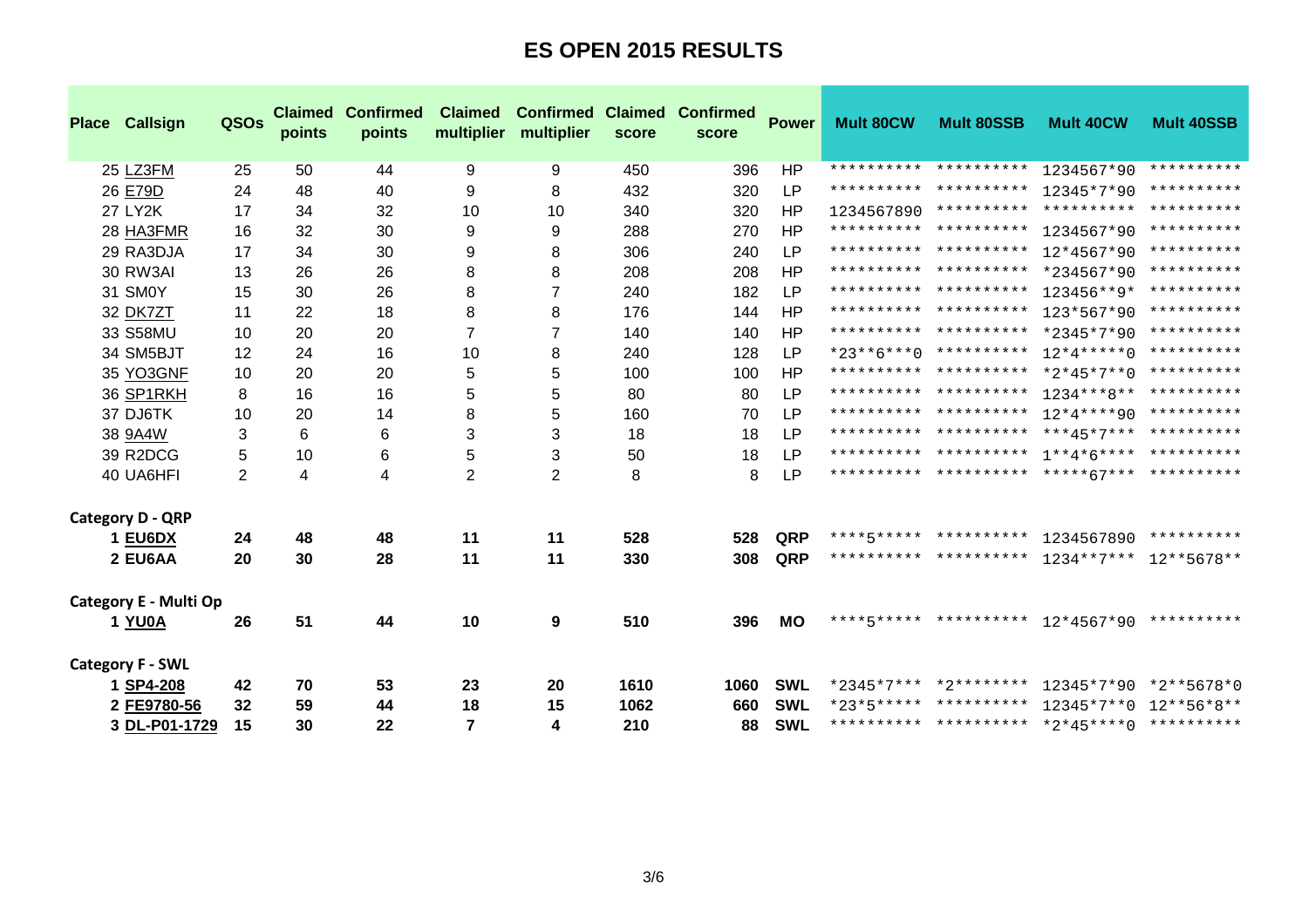# ES OPEN 2015 RESULTS

| Place | Callsign | QSOs | Claimed points | Confirmed points | Claimed multiplier | Confirmed multiplier | Claimed score | Confirmed score | Power | Mult 80CW | Mult 80SSB | Mult 40CW | Mult 40SSB |
|---|---|---|---|---|---|---|---|---|---|---|---|---|---|
| 25 | LZ3FM | 25 | 50 | 44 | 9 | 9 | 450 | 396 | HP | ********** | ********** | 1234567*90 | ********** |
| 26 | E79D | 24 | 48 | 40 | 9 | 8 | 432 | 320 | LP | ********** | ********** | 12345*7*90 | ********** |
| 27 | LY2K | 17 | 34 | 32 | 10 | 10 | 340 | 320 | HP | 1234567890 | ********** | ********** | ********** |
| 28 | HA3FMR | 16 | 32 | 30 | 9 | 9 | 288 | 270 | HP | ********** | ********** | 1234567*90 | ********** |
| 29 | RA3DJA | 17 | 34 | 30 | 9 | 8 | 306 | 240 | LP | ********** | ********** | 12*4567*90 | ********** |
| 30 | RW3AI | 13 | 26 | 26 | 8 | 8 | 208 | 208 | HP | ********** | ********** | *234567*90 | ********** |
| 31 | SM0Y | 15 | 30 | 26 | 8 | 7 | 240 | 182 | LP | ********** | ********** | 123456**9* | ********** |
| 32 | DK7ZT | 11 | 22 | 18 | 8 | 8 | 176 | 144 | HP | ********** | ********** | 123*567*90 | ********** |
| 33 | S58MU | 10 | 20 | 20 | 7 | 7 | 140 | 140 | HP | ********** | ********** | *2345*7*90 | ********** |
| 34 | SM5BJT | 12 | 24 | 16 | 10 | 8 | 240 | 128 | LP | *23**6***0 | ********** | 12*4*****0 | ********** |
| 35 | YO3GNF | 10 | 20 | 20 | 5 | 5 | 100 | 100 | HP | ********** | ********** | *2*45*7**0 | ********** |
| 36 | SP1RKH | 8 | 16 | 16 | 5 | 5 | 80 | 80 | LP | ********** | ********** | 1234***8** | ********** |
| 37 | DJ6TK | 10 | 20 | 14 | 8 | 5 | 160 | 70 | LP | ********** | ********** | 12*4****90 | ********** |
| 38 | 9A4W | 3 | 6 | 6 | 3 | 3 | 18 | 18 | LP | ********** | ********** | ***45*7*** | ********** |
| 39 | R2DCG | 5 | 10 | 6 | 5 | 3 | 50 | 18 | LP | ********** | ********** | 1**4*6**** | ********** |
| 40 | UA6HFI | 2 | 4 | 4 | 2 | 2 | 8 | 8 | LP | ********** | ********** | *****67*** | ********** |

**Category D - QRP**

| Place | Callsign | QSOs | Claimed points | Confirmed points | Claimed multiplier | Confirmed multiplier | Claimed score | Confirmed score | Power | Mult 80CW | Mult 80SSB | Mult 40CW | Mult 40SSB |
|---|---|---|---|---|---|---|---|---|---|---|---|---|---|
| **1** | **EU6DX** | **24** | **48** | **48** | **11** | **11** | **528** | **528** | **QRP** | ****5***** | ********** | 1234567890 | ********** |
| **2** | **EU6AA** | **20** | **30** | **28** | **11** | **11** | **330** | **308** | **QRP** | ********** | ********** | 1234**7*** | 12**5678** |

**Category E - Multi Op**

| Place | Callsign | QSOs | Claimed points | Confirmed points | Claimed multiplier | Confirmed multiplier | Claimed score | Confirmed score | Power | Mult 80CW | Mult 80SSB | Mult 40CW | Mult 40SSB |
|---|---|---|---|---|---|---|---|---|---|---|---|---|---|
| **1** | **YU0A** | **26** | **51** | **44** | **10** | **9** | **510** | **396** | **MO** | ****5***** | ********** | 12*4567*90 | ********** |

**Category F - SWL**

| Place | Callsign | QSOs | Claimed points | Confirmed points | Claimed multiplier | Confirmed multiplier | Claimed score | Confirmed score | Power | Mult 80CW | Mult 80SSB | Mult 40CW | Mult 40SSB |
|---|---|---|---|---|---|---|---|---|---|---|---|---|---|
| **1** | **SP4-208** | **42** | **70** | **53** | **23** | **20** | **1610** | **1060** | **SWL** | *2345*7*** | *2******** | 12345*7*90 | *2**5678*0 |
| **2** | **FE9780-56** | **32** | **59** | **44** | **18** | **15** | **1062** | **660** | **SWL** | *23*5***** | ********** | 12345*7**0 | 12**56*8** |
| **3** | **DL-P01-1729** | **15** | **30** | **22** | **7** | **4** | **210** | **88** | **SWL** | ********** | ********** | *2*45****0 | ********** |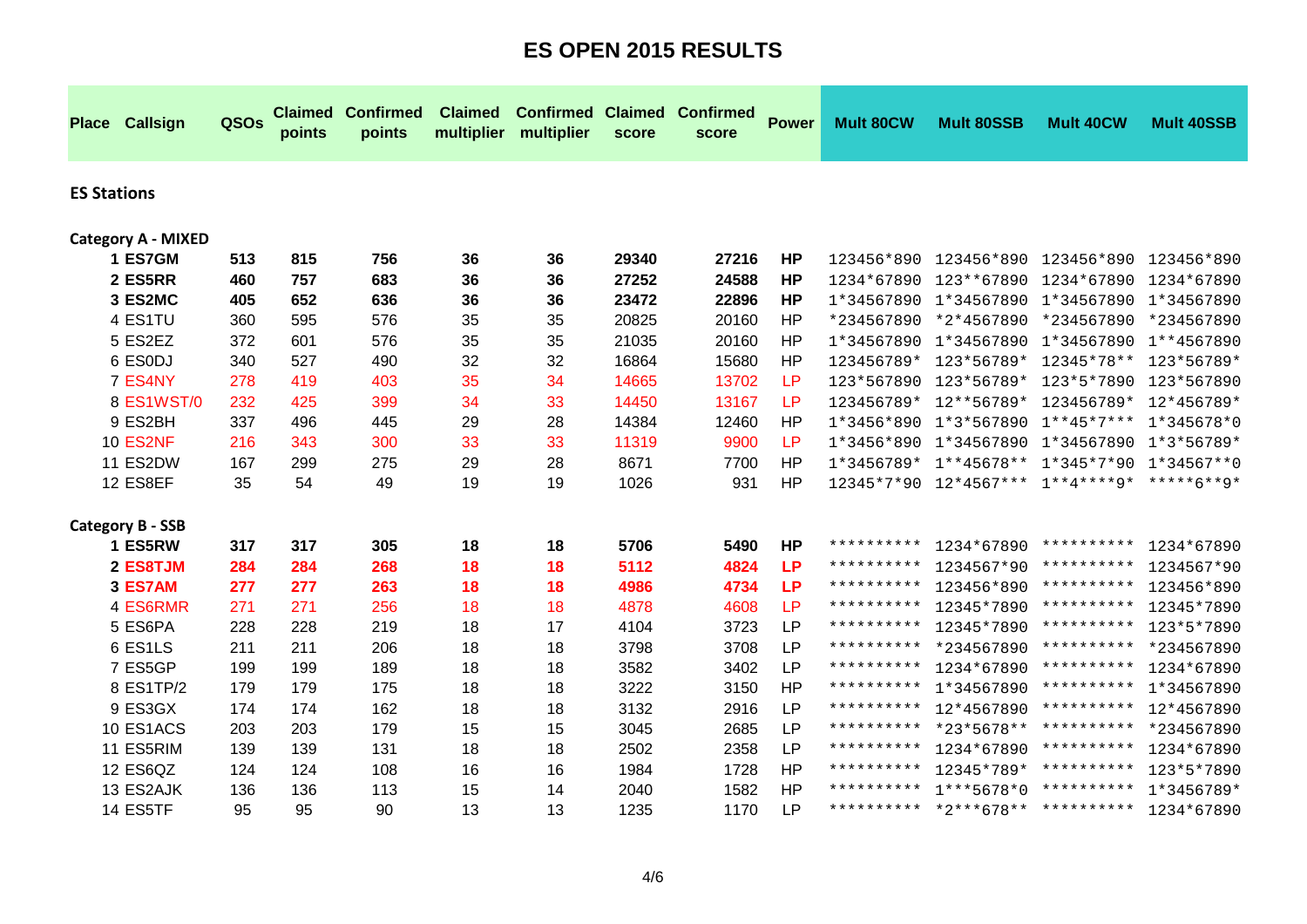# ES OPEN 2015 RESULTS

| Place | Callsign | QSOs | Claimed points | Confirmed points | Claimed multiplier | Confirmed multiplier | Claimed score | Confirmed score | Power | Mult 80CW | Mult 80SSB | Mult 40CW | Mult 40SSB |
|---|---|---|---|---|---|---|---|---|---|---|---|---|---|
| **ES Stations** | | | | | | | | | | | | | |
| **Category A - MIXED** | | | | | | | | | | | | | |
| **1** | **ES7GM** | **513** | **815** | **756** | **36** | **36** | **29340** | **27216** | **HP** | 123456*890 | 123456*890 | 123456*890 | 123456*890 |
| **2** | **ES5RR** | **460** | **757** | **683** | **36** | **36** | **27252** | **24588** | **HP** | 1234*67890 | 123**67890 | 1234*67890 | 1234*67890 |
| **3** | **ES2MC** | **405** | **652** | **636** | **36** | **36** | **23472** | **22896** | **HP** | 1*34567890 | 1*34567890 | 1*34567890 | 1*34567890 |
| 4 | ES1TU | 360 | 595 | 576 | 35 | 35 | 20825 | 20160 | HP | *234567890 | *2*4567890 | *234567890 | *234567890 |
| 5 | ES2EZ | 372 | 601 | 576 | 35 | 35 | 21035 | 20160 | HP | 1*34567890 | 1*34567890 | 1*34567890 | 1**4567890 |
| 6 | ES0DJ | 340 | 527 | 490 | 32 | 32 | 16864 | 15680 | HP | 123456789* | 123*56789* | 12345*78** | 123*56789* |
| 7 | ES4NY | 278 | 419 | 403 | 35 | 34 | 14665 | 13702 | LP | 123*567890 | 123*56789* | 123*5*7890 | 123*567890 |
| 8 | ES1WST/0 | 232 | 425 | 399 | 34 | 33 | 14450 | 13167 | LP | 123456789* | 12**56789* | 123456789* | 12*456789* |
| 9 | ES2BH | 337 | 496 | 445 | 29 | 28 | 14384 | 12460 | HP | 1*3456*890 | 1*3*567890 | 1**45*7*** | 1*345678*0 |
| 10 | ES2NF | 216 | 343 | 300 | 33 | 33 | 11319 | 9900 | LP | 1*3456*890 | 1*34567890 | 1*34567890 | 1*3*56789* |
| 11 | ES2DW | 167 | 299 | 275 | 29 | 28 | 8671 | 7700 | HP | 1*3456789* | 1**45678** | 1*345*7*90 | 1*34567**0 |
| 12 | ES8EF | 35 | 54 | 49 | 19 | 19 | 1026 | 931 | HP | 12345*7*90 | 12*4567*** | 1**4****9* | *****6**9* |
| **Category B - SSB** | | | | | | | | | | | | | |
| **1** | **ES5RW** | **317** | **317** | **305** | **18** | **18** | **5706** | **5490** | **HP** | ********** | 1234*67890 | ********** | 1234*67890 |
| **2** | **ES8TJM** | **284** | **284** | **268** | **18** | **18** | **5112** | **4824** | **LP** | ********** | 1234567*90 | ********** | 1234567*90 |
| **3** | **ES7AM** | **277** | **277** | **263** | **18** | **18** | **4986** | **4734** | **LP** | ********** | 123456*890 | ********** | 123456*890 |
| 4 | ES6RMR | 271 | 271 | 256 | 18 | 18 | 4878 | 4608 | LP | ********** | 12345*7890 | ********** | 12345*7890 |
| 5 | ES6PA | 228 | 228 | 219 | 18 | 17 | 4104 | 3723 | LP | ********** | 12345*7890 | ********** | 123*5*7890 |
| 6 | ES1LS | 211 | 211 | 206 | 18 | 18 | 3798 | 3708 | LP | ********** | *234567890 | ********** | *234567890 |
| 7 | ES5GP | 199 | 199 | 189 | 18 | 18 | 3582 | 3402 | LP | ********** | 1234*67890 | ********** | 1234*67890 |
| 8 | ES1TP/2 | 179 | 179 | 175 | 18 | 18 | 3222 | 3150 | HP | ********** | 1*34567890 | ********** | 1*34567890 |
| 9 | ES3GX | 174 | 174 | 162 | 18 | 18 | 3132 | 2916 | LP | ********** | 12*4567890 | ********** | 12*4567890 |
| 10 | ES1ACS | 203 | 203 | 179 | 15 | 15 | 3045 | 2685 | LP | ********** | *23*5678** | ********** | *234567890 |
| 11 | ES5RIM | 139 | 139 | 131 | 18 | 18 | 2502 | 2358 | LP | ********** | 1234*67890 | ********** | 1234*67890 |
| 12 | ES6QZ | 124 | 124 | 108 | 16 | 16 | 1984 | 1728 | HP | ********** | 12345*789* | ********** | 123*5*7890 |
| 13 | ES2AJK | 136 | 136 | 113 | 15 | 14 | 2040 | 1582 | HP | ********** | 1***5678*0 | ********** | 1*3456789* |
| 14 | ES5TF | 95 | 95 | 90 | 13 | 13 | 1235 | 1170 | LP | ********** | *2***678** | ********** | 1234*67890 |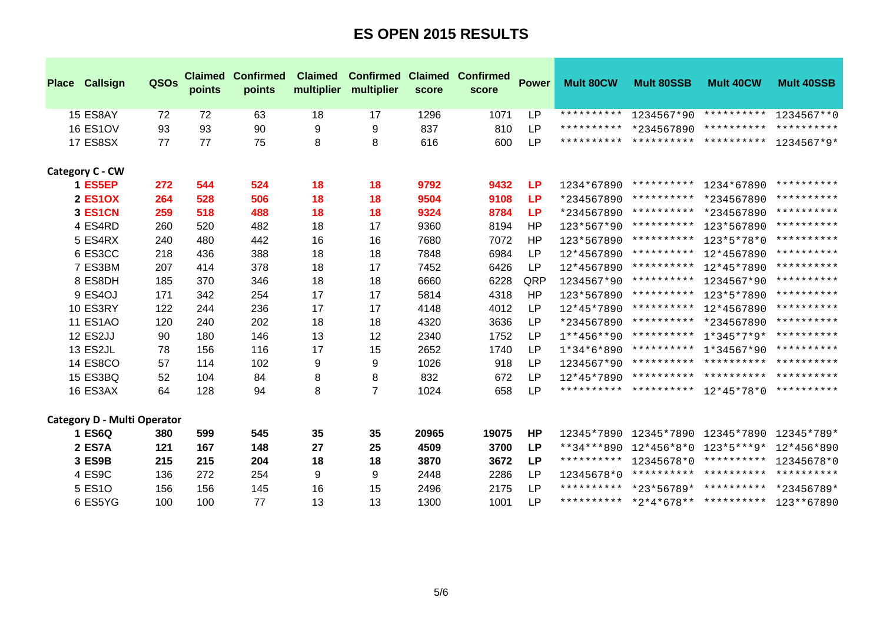# ES OPEN 2015 RESULTS

| Place | Callsign | QSOs | Claimed points | Confirmed points | Claimed multiplier | Confirmed multiplier | Claimed score | Confirmed score | Power | Mult 80CW | Mult 80SSB | Mult 40CW | Mult 40SSB |
|---|---|---|---|---|---|---|---|---|---|---|---|---|---|
| 15 | ES8AY | 72 | 72 | 63 | 18 | 17 | 1296 | 1071 | LP | ********** | 1234567*90 | ********** | 1234567**0 |
| 16 | ES1OV | 93 | 93 | 90 | 9 | 9 | 837 | 810 | LP | ********** | *234567890 | ********** | ********** |
| 17 | ES8SX | 77 | 77 | 75 | 8 | 8 | 616 | 600 | LP | ********** | ********** | ********** | 1234567*9* |
| **Category C - CW** | | | | | | | | | | | | | |
| **1** | **ES5EP** | **272** | **544** | **524** | **18** | **18** | **9792** | **9432** | **LP** | 1234*67890 | ********** | 1234*67890 | ********** |
| **2** | **ES1OX** | **264** | **528** | **506** | **18** | **18** | **9504** | **9108** | **LP** | *234567890 | ********** | *234567890 | ********** |
| **3** | **ES1CN** | **259** | **518** | **488** | **18** | **18** | **9324** | **8784** | **LP** | *234567890 | ********** | *234567890 | ********** |
| 4 | ES4RD | 260 | 520 | 482 | 18 | 17 | 9360 | 8194 | HP | 123*567*90 | ********** | 123*567890 | ********** |
| 5 | ES4RX | 240 | 480 | 442 | 16 | 16 | 7680 | 7072 | HP | 123*567890 | ********** | 123*5*78*0 | ********** |
| 6 | ES3CC | 218 | 436 | 388 | 18 | 18 | 7848 | 6984 | LP | 12*4567890 | ********** | 12*4567890 | ********** |
| 7 | ES3BM | 207 | 414 | 378 | 18 | 17 | 7452 | 6426 | LP | 12*4567890 | ********** | 12*45*7890 | ********** |
| 8 | ES8DH | 185 | 370 | 346 | 18 | 18 | 6660 | 6228 | QRP | 1234567*90 | ********** | 1234567*90 | ********** |
| 9 | ES4OJ | 171 | 342 | 254 | 17 | 17 | 5814 | 4318 | HP | 123*567890 | ********** | 123*5*7890 | ********** |
| 10 | ES3RY | 122 | 244 | 236 | 17 | 17 | 4148 | 4012 | LP | 12*45*7890 | ********** | 12*4567890 | ********** |
| 11 | ES1AO | 120 | 240 | 202 | 18 | 18 | 4320 | 3636 | LP | *234567890 | ********** | *234567890 | ********** |
| 12 | ES2JJ | 90 | 180 | 146 | 13 | 12 | 2340 | 1752 | LP | 1**456**90 | ********** | 1*345*7*9* | ********** |
| 13 | ES2JL | 78 | 156 | 116 | 17 | 15 | 2652 | 1740 | LP | 1*34*6*890 | ********** | 1*34567*90 | ********** |
| 14 | ES8CO | 57 | 114 | 102 | 9 | 9 | 1026 | 918 | LP | 1234567*90 | ********** | ********** | ********** |
| 15 | ES3BQ | 52 | 104 | 84 | 8 | 8 | 832 | 672 | LP | 12*45*7890 | ********** | ********** | ********** |
| 16 | ES3AX | 64 | 128 | 94 | 8 | 7 | 1024 | 658 | LP | ********** | ********** | 12*45*78*0 | ********** |
| **Category D - Multi Operator** | | | | | | | | | | | | | |
| **1** | **ES6Q** | **380** | **599** | **545** | **35** | **35** | **20965** | **19075** | **HP** | 12345*7890 | 12345*7890 | 12345*7890 | 12345*789* |
| **2** | **ES7A** | **121** | **167** | **148** | **27** | **25** | **4509** | **3700** | **LP** | **34***890 | 12*456*8*0 | 123*5***9* | 12*456*890 |
| **3** | **ES9B** | **215** | **215** | **204** | **18** | **18** | **3870** | **3672** | **LP** | ********** | 12345678*0 | ********** | 12345678*0 |
| 4 | ES9C | 136 | 272 | 254 | 9 | 9 | 2448 | 2286 | LP | 12345678*0 | ********** | ********** | ********** |
| 5 | ES1O | 156 | 156 | 145 | 16 | 15 | 2496 | 2175 | LP | ********** | *23*56789* | ********** | *23456789* |
| 6 | ES5YG | 100 | 100 | 77 | 13 | 13 | 1300 | 1001 | LP | ********** | *2*4*678** | ********** | 123**67890 |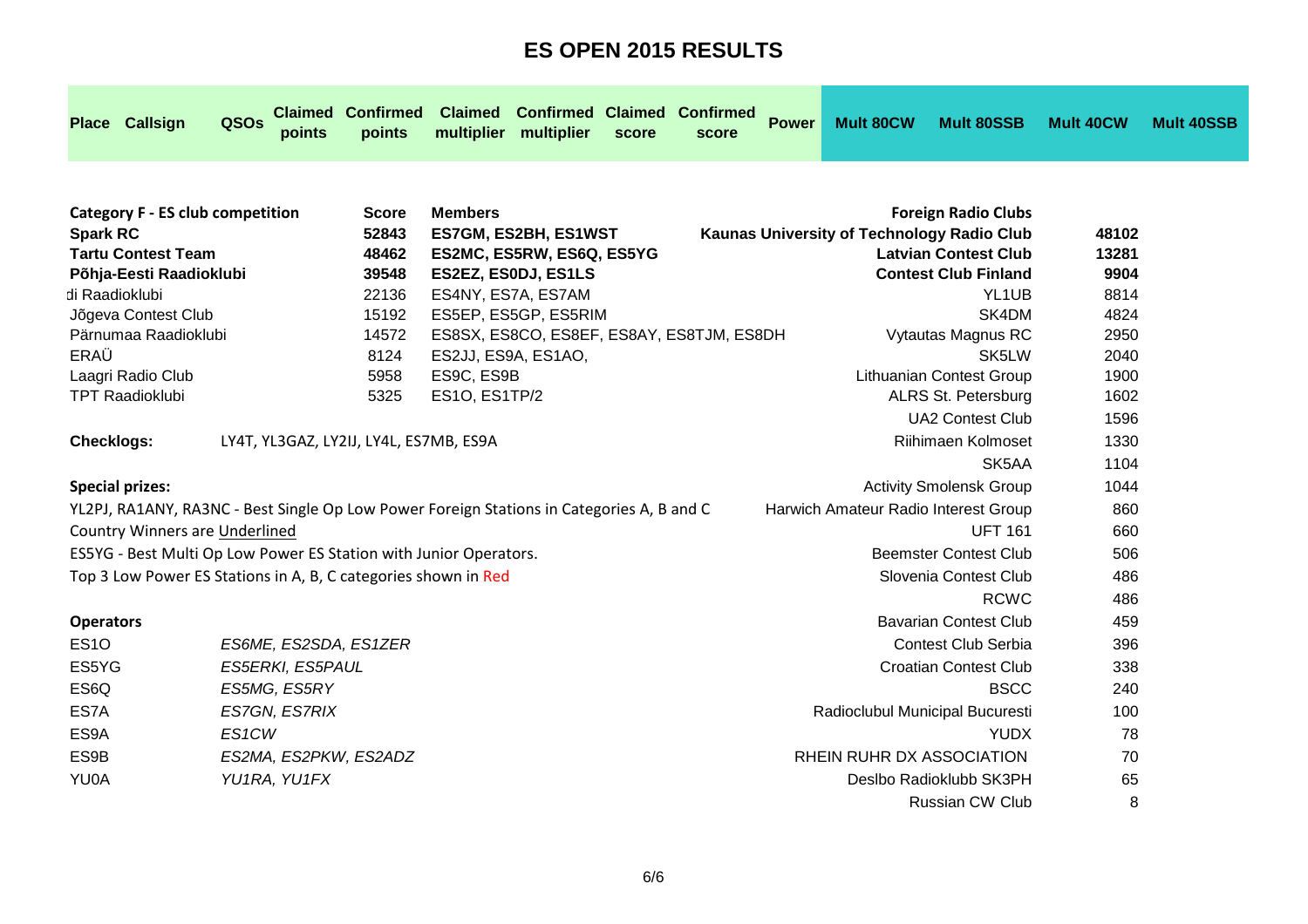# ES OPEN 2015 RESULTS

| Place | Callsign | QSOs | Claimed points | Confirmed points | Claimed multiplier | Confirmed multiplier | Claimed score | Confirmed score | Power | Mult 80CW | Mult 80SSB | Mult 40CW | Mult 40SSB |
|---|---|---|---|---|---|---|---|---|---|---|---|---|---|

| Category F - ES club competition | Score | Members |
|---|---|---|
| **Spark RC** | **52843** | **ES7GM, ES2BH, ES1WST** |
| **Tartu Contest Team** | **48462** | **ES2MC, ES5RW, ES6Q, ES5YG** |
| **Põhja-Eesti Raadioklubi** | **39548** | **ES2EZ, ES0DJ, ES1LS** |
| di Raadioklubi | 22136 | ES4NY, ES7A, ES7AM |
| Jõgeva Contest Club | 15192 | ES5EP, ES5GP, ES5RIM |
| Pärnumaa Raadioklubi | 14572 | ES8SX, ES8CO, ES8EF, ES8AY, ES8TJM, ES8DH |
| ERAÜ | 8124 | ES2JJ, ES9A, ES1AO, |
| Laagri Radio Club | 5958 | ES9C, ES9B |
| TPT Raadioklubi | 5325 | ES1O, ES1TP/2 |

**Checklogs:** LY4T, YL3GAZ, LY2IJ, LY4L, ES7MB, ES9A

**Special prizes:**

YL2PJ, RA1ANY, RA3NC - Best Single Op Low Power Foreign Stations in Categories A, B and C

Country Winners are Underlined

ES5YG - Best Multi Op Low Power ES Station with Junior Operators.

Top 3 Low Power ES Stations in A, B, C categories shown in Red

**Operators**

| | |
|---|---|
| ES1O | *ES6ME, ES2SDA, ES1ZER* |
| ES5YG | *ES5ERKI, ES5PAUL* |
| ES6Q | *ES5MG, ES5RY* |
| ES7A | *ES7GN, ES7RIX* |
| ES9A | *ES1CW* |
| ES9B | *ES2MA, ES2PKW, ES2ADZ* |
| YU0A | *YU1RA, YU1FX* |

| Foreign Radio Clubs | |
|---|---|
| **Kaunas University of Technology Radio Club** | **48102** |
| **Latvian Contest Club** | **13281** |
| **Contest Club Finland** | **9904** |
| YL1UB | 8814 |
| SK4DM | 4824 |
| Vytautas Magnus RC | 2950 |
| SK5LW | 2040 |
| Lithuanian Contest Group | 1900 |
| ALRS St. Petersburg | 1602 |
| UA2 Contest Club | 1596 |
| Riihimaen Kolmoset | 1330 |
| SK5AA | 1104 |
| Activity Smolensk Group | 1044 |
| Harwich Amateur Radio Interest Group | 860 |
| UFT 161 | 660 |
| Beemster Contest Club | 506 |
| Slovenia Contest Club | 486 |
| RCWC | 486 |
| Bavarian Contest Club | 459 |
| Contest Club Serbia | 396 |
| Croatian Contest Club | 338 |
| BSCC | 240 |
| Radioclubul Municipal Bucuresti | 100 |
| YUDX | 78 |
| RHEIN RUHR DX ASSOCIATION | 70 |
| Deslbo Radioklubb SK3PH | 65 |
| Russian CW Club | 8 |